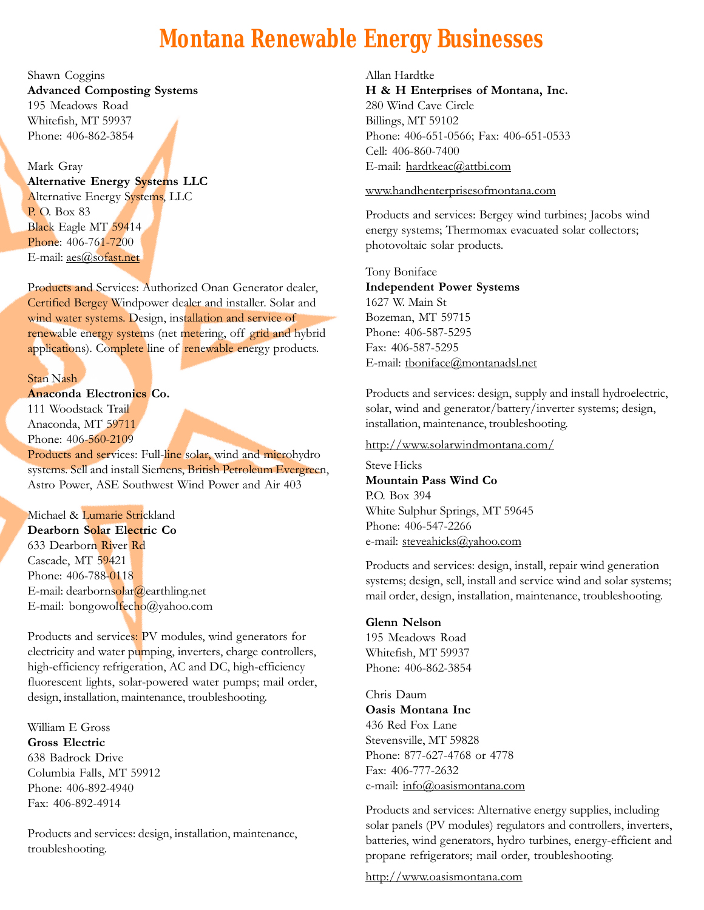# Montana Renewable Energy Businesses

Shawn Coggins
**Advanced Composting Systems**
195 Meadows Road
Whitefish, MT 59937
Phone: 406-862-3854

Mark Gray
**Alternative Energy Systems LLC**
Alternative Energy Systems, LLC
P. O. Box 83
Black Eagle MT 59414
Phone: 406-761-7200
E-mail: aes@sofast.net

Products and Services: Authorized Onan Generator dealer, Certified Bergey Windpower dealer and installer. Solar and wind water systems. Design, installation and service of renewable energy systems (net metering, off grid and hybrid applications). Complete line of renewable energy products.

Stan Nash
**Anaconda Electronics Co.**
111 Woodstack Trail
Anaconda, MT 59711
Phone: 406-560-2109
Products and services: Full-line solar, wind and microhydro systems. Sell and install Siemens, British Petroleum Evergreen, Astro Power, ASE Southwest Wind Power and Air 403

Michael & Lumarie Strickland
**Dearborn Solar Electric Co**
633 Dearborn River Rd
Cascade, MT 59421
Phone: 406-788-0118
E-mail: dearbornsolar@earthling.net
E-mail: bongowolfecho@yahoo.com

Products and services: PV modules, wind generators for electricity and water pumping, inverters, charge controllers, high-efficiency refrigeration, AC and DC, high-efficiency fluorescent lights, solar-powered water pumps; mail order, design, installation, maintenance, troubleshooting.

William E Gross
**Gross Electric**
638 Badrock Drive
Columbia Falls, MT 59912
Phone: 406-892-4940
Fax: 406-892-4914

Products and services: design, installation, maintenance, troubleshooting.

Allan Hardtke
**H & H Enterprises of Montana, Inc.**
280 Wind Cave Circle
Billings, MT 59102
Phone: 406-651-0566; Fax: 406-651-0533
Cell: 406-860-7400
E-mail: hardtkeac@attbi.com

www.handhenterprisesofmontana.com

Products and services: Bergey wind turbines; Jacobs wind energy systems; Thermomax evacuated solar collectors; photovoltaic solar products.

Tony Boniface
**Independent Power Systems**
1627 W. Main St
Bozeman, MT 59715
Phone: 406-587-5295
Fax: 406-587-5295
E-mail: tboniface@montanadsl.net

Products and services: design, supply and install hydroelectric, solar, wind and generator/battery/inverter systems; design, installation, maintenance, troubleshooting.

http://www.solarwindmontana.com/

Steve Hicks
**Mountain Pass Wind Co**
P.O. Box 394
White Sulphur Springs, MT 59645
Phone: 406-547-2266
e-mail: steveahicks@yahoo.com

Products and services: design, install, repair wind generation systems; design, sell, install and service wind and solar systems; mail order, design, installation, maintenance, troubleshooting.

**Glenn Nelson**
195 Meadows Road
Whitefish, MT 59937
Phone: 406-862-3854

Chris Daum
**Oasis Montana Inc**
436 Red Fox Lane
Stevensville, MT 59828
Phone: 877-627-4768 or 4778
Fax: 406-777-2632
e-mail: info@oasismontana.com

Products and services: Alternative energy supplies, including solar panels (PV modules) regulators and controllers, inverters, batteries, wind generators, hydro turbines, energy-efficient and propane refrigerators; mail order, troubleshooting.

http://www.oasismontana.com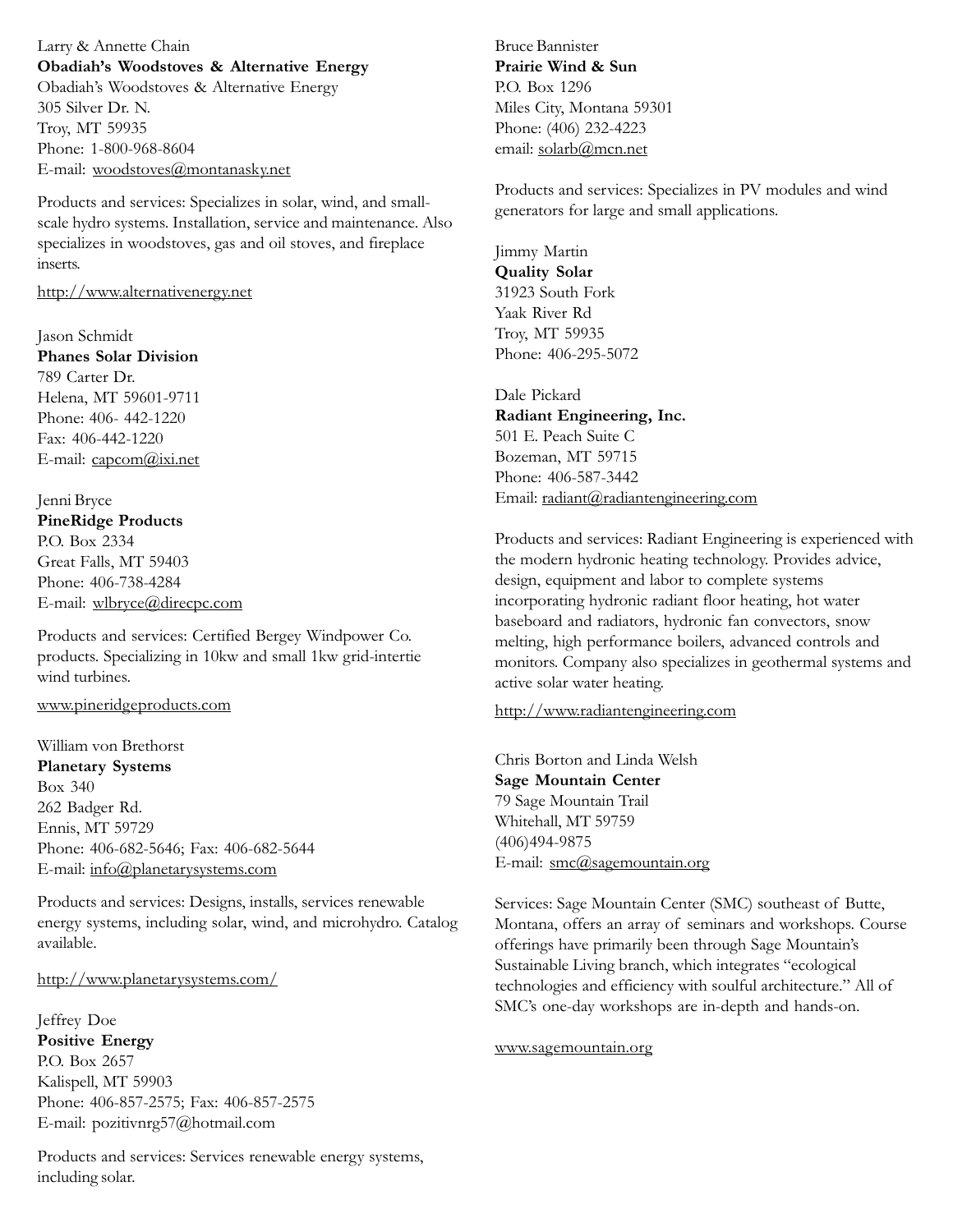Larry & Annette Chain
**Obadiah's Woodstoves & Alternative Energy**
Obadiah's Woodstoves & Alternative Energy
305 Silver Dr. N.
Troy, MT 59935
Phone: 1-800-968-8604
E-mail: woodstoves@montanasky.net

Products and services: Specializes in solar, wind, and small-scale hydro systems. Installation, service and maintenance. Also specializes in woodstoves, gas and oil stoves, and fireplace inserts.

http://www.alternativenergy.net

Jason Schmidt
**Phanes Solar Division**
789 Carter Dr.
Helena, MT 59601-9711
Phone: 406- 442-1220
Fax: 406-442-1220
E-mail: capcom@ixi.net

Jenni Bryce
**PineRidge Products**
P.O. Box 2334
Great Falls, MT 59403
Phone: 406-738-4284
E-mail: wlbryce@direcpc.com

Products and services: Certified Bergey Windpower Co. products. Specializing in 10kw and small 1kw grid-intertie wind turbines.

www.pineridgeproducts.com

William von Brethorst
**Planetary Systems**
Box 340
262 Badger Rd.
Ennis, MT 59729
Phone: 406-682-5646; Fax: 406-682-5644
E-mail: info@planetarysystems.com

Products and services: Designs, installs, services renewable energy systems, including solar, wind, and microhydro. Catalog available.

http://www.planetarysystems.com/

Jeffrey Doe
**Positive Energy**
P.O. Box 2657
Kalispell, MT 59903
Phone: 406-857-2575; Fax: 406-857-2575
E-mail: pozitivnrg57@hotmail.com

Products and services: Services renewable energy systems, including solar.

Bruce Bannister
**Prairie Wind & Sun**
P.O. Box 1296
Miles City, Montana 59301
Phone: (406) 232-4223
email: solarb@mcn.net

Products and services: Specializes in PV modules and wind generators for large and small applications.

Jimmy Martin
**Quality Solar**
31923 South Fork
Yaak River Rd
Troy, MT 59935
Phone: 406-295-5072

Dale Pickard
**Radiant Engineering, Inc.**
501 E. Peach Suite C
Bozeman, MT 59715
Phone: 406-587-3442
Email: radiant@radiantengineering.com

Products and services: Radiant Engineering is experienced with the modern hydronic heating technology. Provides advice, design, equipment and labor to complete systems incorporating hydronic radiant floor heating, hot water baseboard and radiators, hydronic fan convectors, snow melting, high performance boilers, advanced controls and monitors. Company also specializes in geothermal systems and active solar water heating.

http://www.radiantengineering.com

Chris Borton and Linda Welsh
**Sage Mountain Center**
79 Sage Mountain Trail
Whitehall, MT 59759
(406)494-9875
E-mail: smc@sagemountain.org

Services: Sage Mountain Center (SMC) southeast of Butte, Montana, offers an array of seminars and workshops. Course offerings have primarily been through Sage Mountain's Sustainable Living branch, which integrates "ecological technologies and efficiency with soulful architecture." All of SMC's one-day workshops are in-depth and hands-on.

www.sagemountain.org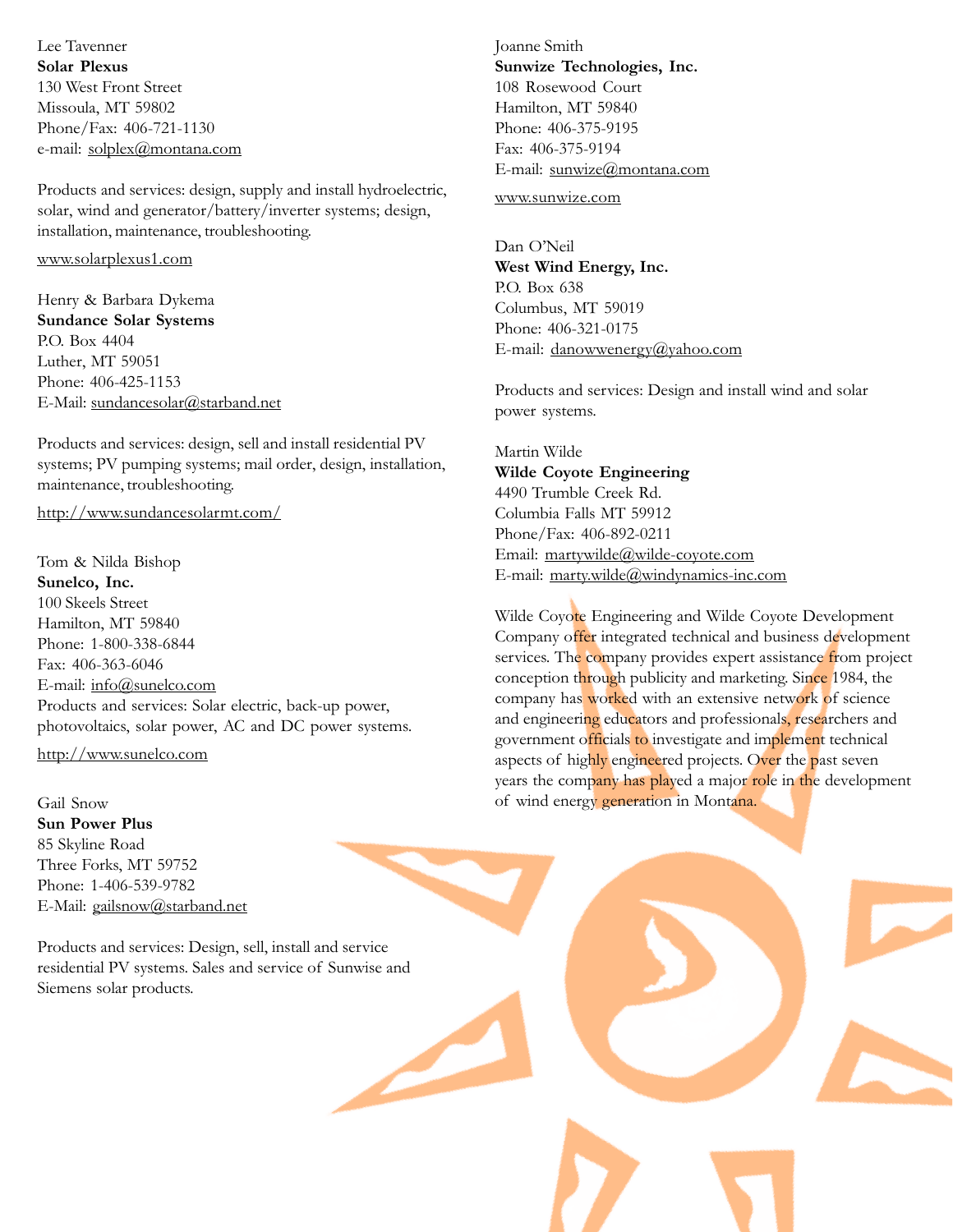Lee Tavenner
**Solar Plexus**
130 West Front Street
Missoula, MT 59802
Phone/Fax: 406-721-1130
e-mail: solplex@montana.com

Products and services: design, supply and install hydroelectric, solar, wind and generator/battery/inverter systems; design, installation, maintenance, troubleshooting.

www.solarplexus1.com

Henry & Barbara Dykema
**Sundance Solar Systems**
P.O. Box 4404
Luther, MT 59051
Phone: 406-425-1153
E-Mail: sundancesolar@starband.net

Products and services: design, sell and install residential PV systems; PV pumping systems; mail order, design, installation, maintenance, troubleshooting.

http://www.sundancesolarmt.com/

Tom & Nilda Bishop
**Sunelco, Inc.**
100 Skeels Street
Hamilton, MT 59840
Phone: 1-800-338-6844
Fax: 406-363-6046
E-mail: info@sunelco.com
Products and services: Solar electric, back-up power, photovoltaics, solar power, AC and DC power systems.

http://www.sunelco.com

Gail Snow
**Sun Power Plus**
85 Skyline Road
Three Forks, MT 59752
Phone: 1-406-539-9782
E-Mail: gailsnow@starband.net

Products and services: Design, sell, install and service residential PV systems. Sales and service of Sunwise and Siemens solar products.

Joanne Smith
**Sunwize Technologies, Inc.**
108 Rosewood Court
Hamilton, MT 59840
Phone: 406-375-9195
Fax: 406-375-9194
E-mail: sunwize@montana.com

www.sunwize.com

Dan O'Neil
**West Wind Energy, Inc.**
P.O. Box 638
Columbus, MT 59019
Phone: 406-321-0175
E-mail: danowwenergy@yahoo.com

Products and services: Design and install wind and solar power systems.

Martin Wilde
**Wilde Coyote Engineering**
4490 Trumble Creek Rd.
Columbia Falls MT 59912
Phone/Fax: 406-892-0211
Email: martywilde@wilde-coyote.com
E-mail: marty.wilde@windynamics-inc.com

Wilde Coyote Engineering and Wilde Coyote Development Company offer integrated technical and business development services. The company provides expert assistance from project conception through publicity and marketing. Since 1984, the company has worked with an extensive network of science and engineering educators and professionals, researchers and government officials to investigate and implement technical aspects of highly engineered projects. Over the past seven years the company has played a major role in the development of wind energy generation in Montana.